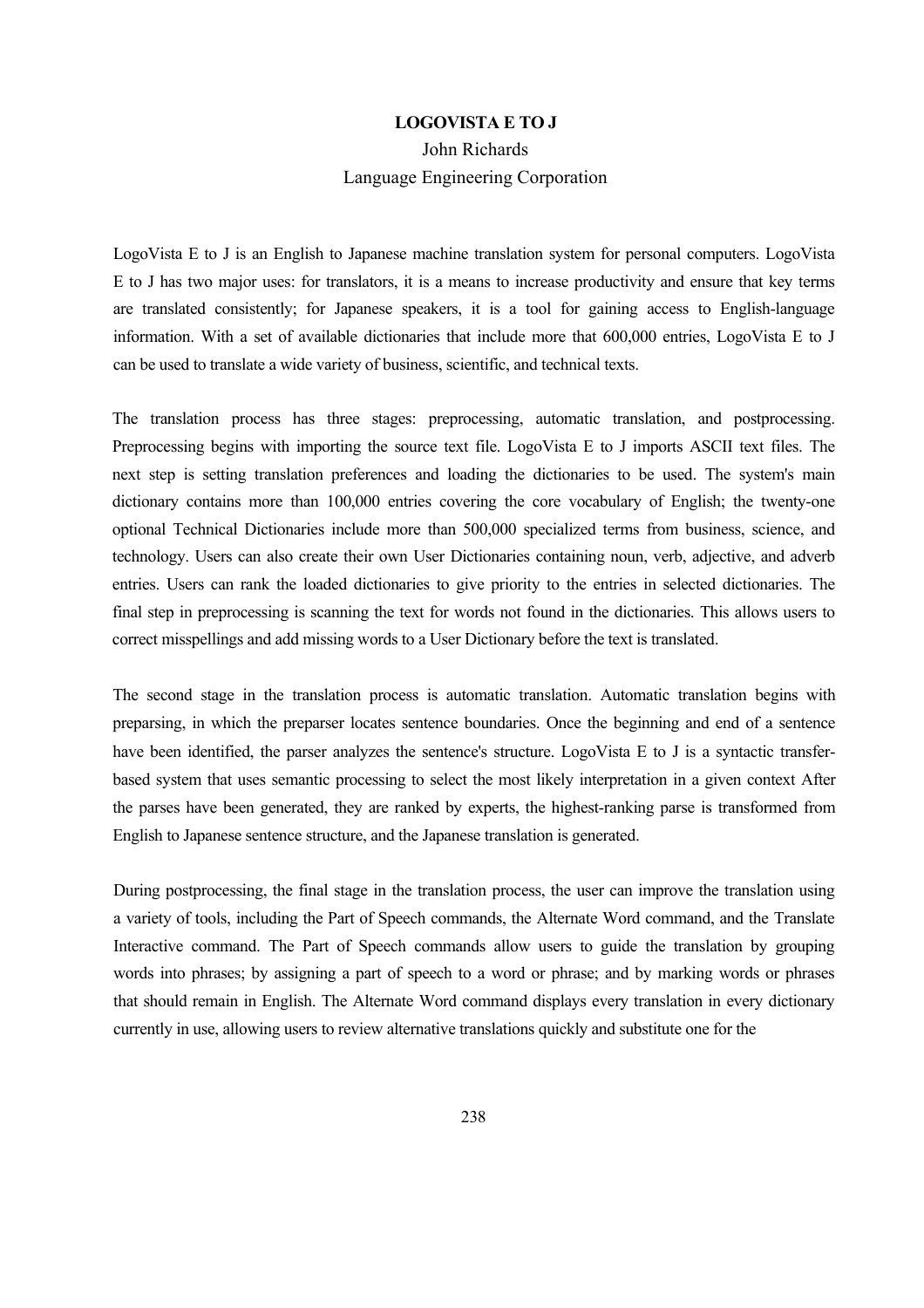# LOGOVISTA E TO J

John Richards

Language Engineering Corporation

LogoVista E to J is an English to Japanese machine translation system for personal computers. LogoVista E to J has two major uses: for translators, it is a means to increase productivity and ensure that key terms are translated consistently; for Japanese speakers, it is a tool for gaining access to English-language information. With a set of available dictionaries that include more that 600,000 entries, LogoVista E to J can be used to translate a wide variety of business, scientific, and technical texts.

The translation process has three stages: preprocessing, automatic translation, and postprocessing. Preprocessing begins with importing the source text file. LogoVista E to J imports ASCII text files. The next step is setting translation preferences and loading the dictionaries to be used. The system's main dictionary contains more than 100,000 entries covering the core vocabulary of English; the twenty-one optional Technical Dictionaries include more than 500,000 specialized terms from business, science, and technology. Users can also create their own User Dictionaries containing noun, verb, adjective, and adverb entries. Users can rank the loaded dictionaries to give priority to the entries in selected dictionaries. The final step in preprocessing is scanning the text for words not found in the dictionaries. This allows users to correct misspellings and add missing words to a User Dictionary before the text is translated.

The second stage in the translation process is automatic translation. Automatic translation begins with preparsing, in which the preparser locates sentence boundaries. Once the beginning and end of a sentence have been identified, the parser analyzes the sentence's structure. LogoVista E to J is a syntactic transfer-based system that uses semantic processing to select the most likely interpretation in a given context After the parses have been generated, they are ranked by experts, the highest-ranking parse is transformed from English to Japanese sentence structure, and the Japanese translation is generated.

During postprocessing, the final stage in the translation process, the user can improve the translation using a variety of tools, including the Part of Speech commands, the Alternate Word command, and the Translate Interactive command. The Part of Speech commands allow users to guide the translation by grouping words into phrases; by assigning a part of speech to a word or phrase; and by marking words or phrases that should remain in English. The Alternate Word command displays every translation in every dictionary currently in use, allowing users to review alternative translations quickly and substitute one for the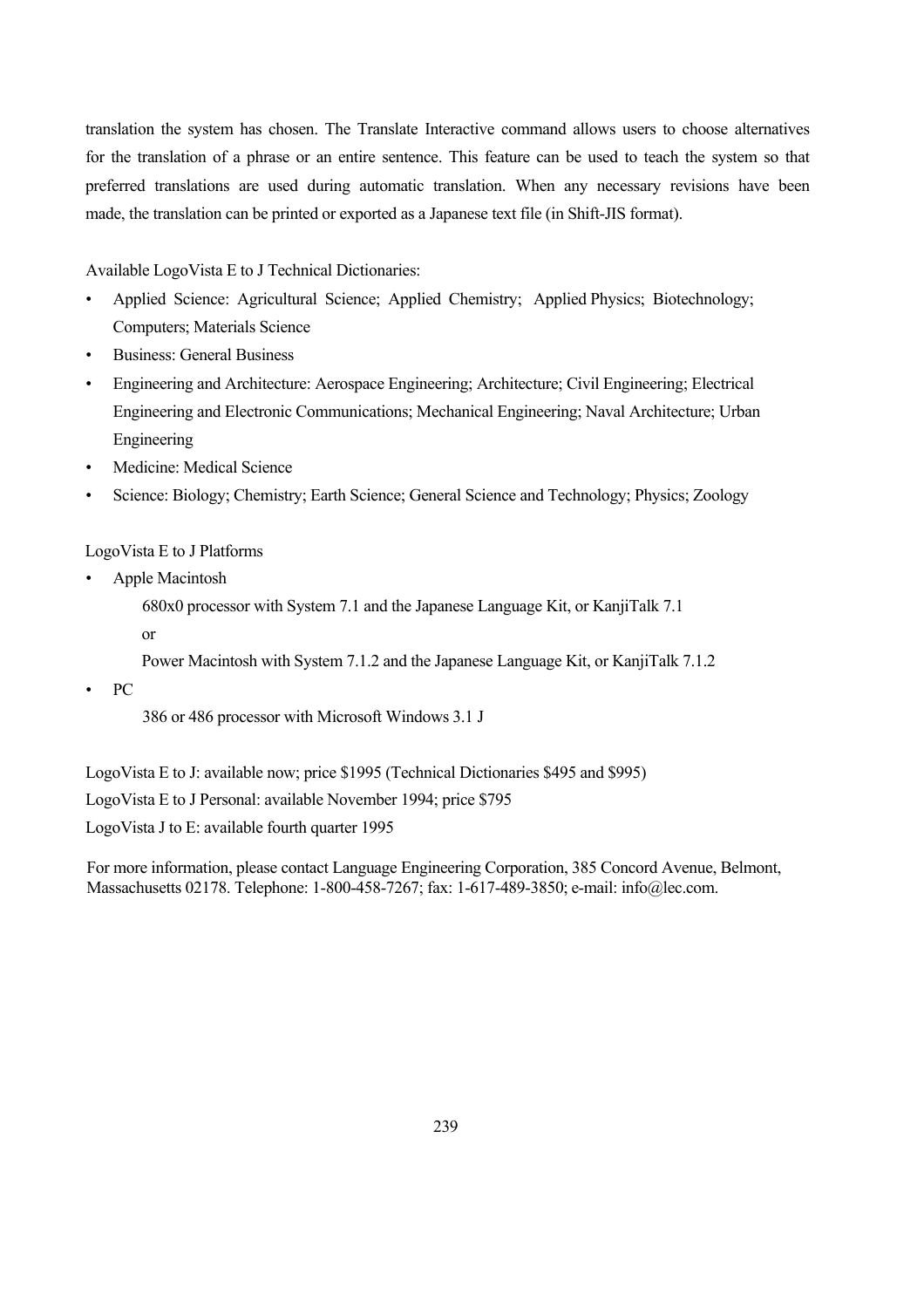translation the system has chosen. The Translate Interactive command allows users to choose alternatives for the translation of a phrase or an entire sentence. This feature can be used to teach the system so that preferred translations are used during automatic translation. When any necessary revisions have been made, the translation can be printed or exported as a Japanese text file (in Shift-JIS format).

Available LogoVista E to J Technical Dictionaries:

- Applied Science: Agricultural Science; Applied Chemistry; Applied Physics; Biotechnology; Computers; Materials Science
- Business: General Business
- Engineering and Architecture: Aerospace Engineering; Architecture; Civil Engineering; Electrical Engineering and Electronic Communications; Mechanical Engineering; Naval Architecture; Urban Engineering
- Medicine: Medical Science
- Science: Biology; Chemistry; Earth Science; General Science and Technology; Physics; Zoology

LogoVista E to J Platforms

- Apple Macintosh

  680x0 processor with System 7.1 and the Japanese Language Kit, or KanjiTalk 7.1

  or

  Power Macintosh with System 7.1.2 and the Japanese Language Kit, or KanjiTalk 7.1.2

- PC

  386 or 486 processor with Microsoft Windows 3.1 J

LogoVista E to J: available now; price $1995 (Technical Dictionaries $495 and $995)

LogoVista E to J Personal: available November 1994; price $795

LogoVista J to E: available fourth quarter 1995

For more information, please contact Language Engineering Corporation, 385 Concord Avenue, Belmont, Massachusetts 02178. Telephone: 1-800-458-7267; fax: 1-617-489-3850; e-mail: info@lec.com.